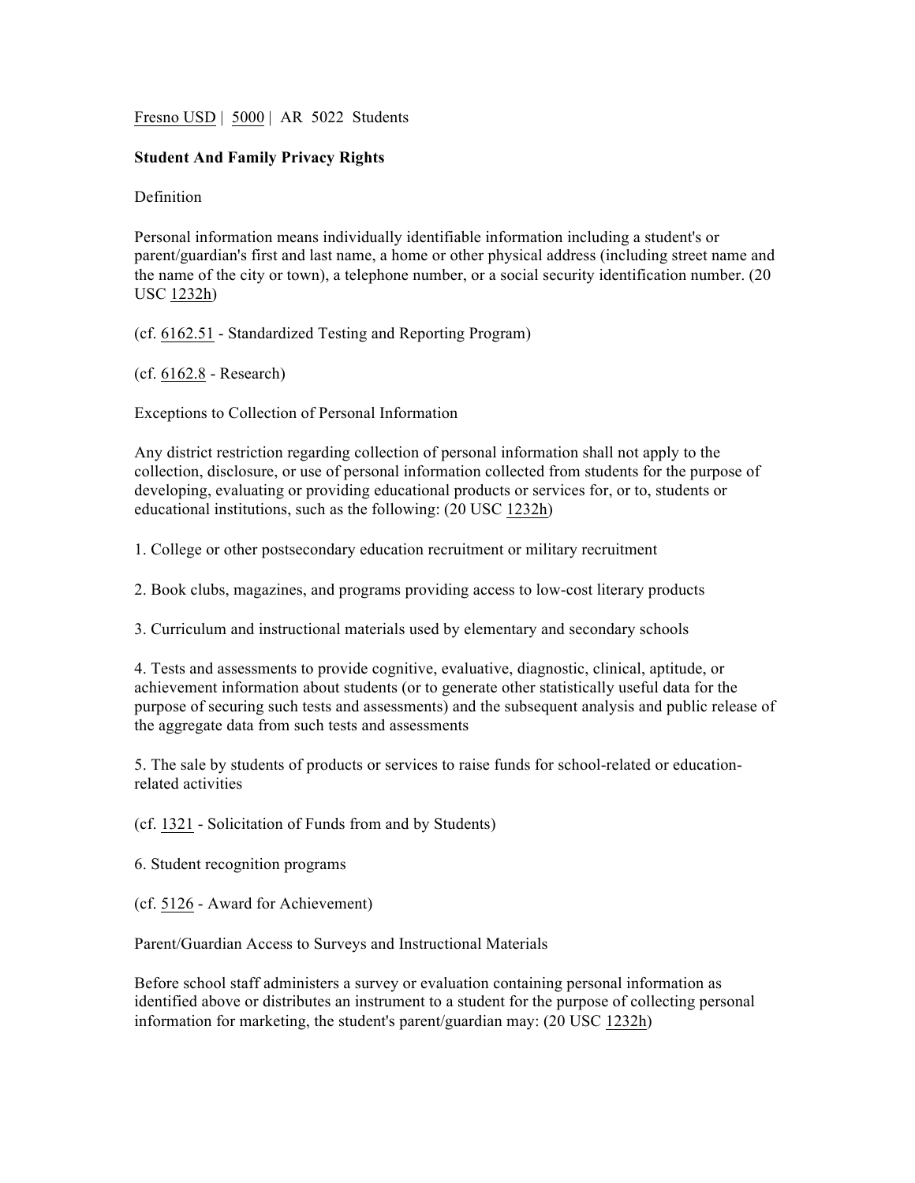Fresno USD | 5000 | AR 5022 Students

**Student And Family Privacy Rights**

Definition

Personal information means individually identifiable information including a student's or parent/guardian's first and last name, a home or other physical address (including street name and the name of the city or town), a telephone number, or a social security identification number. (20 USC 1232h)

(cf. 6162.51 - Standardized Testing and Reporting Program)

(cf. 6162.8 - Research)

Exceptions to Collection of Personal Information

Any district restriction regarding collection of personal information shall not apply to the collection, disclosure, or use of personal information collected from students for the purpose of developing, evaluating or providing educational products or services for, or to, students or educational institutions, such as the following: (20 USC 1232h)

1. College or other postsecondary education recruitment or military recruitment

2. Book clubs, magazines, and programs providing access to low-cost literary products

3. Curriculum and instructional materials used by elementary and secondary schools

4. Tests and assessments to provide cognitive, evaluative, diagnostic, clinical, aptitude, or achievement information about students (or to generate other statistically useful data for the purpose of securing such tests and assessments) and the subsequent analysis and public release of the aggregate data from such tests and assessments

5. The sale by students of products or services to raise funds for school-related or education-related activities

(cf. 1321 - Solicitation of Funds from and by Students)

6. Student recognition programs

(cf. 5126 - Award for Achievement)

Parent/Guardian Access to Surveys and Instructional Materials

Before school staff administers a survey or evaluation containing personal information as identified above or distributes an instrument to a student for the purpose of collecting personal information for marketing, the student's parent/guardian may: (20 USC 1232h)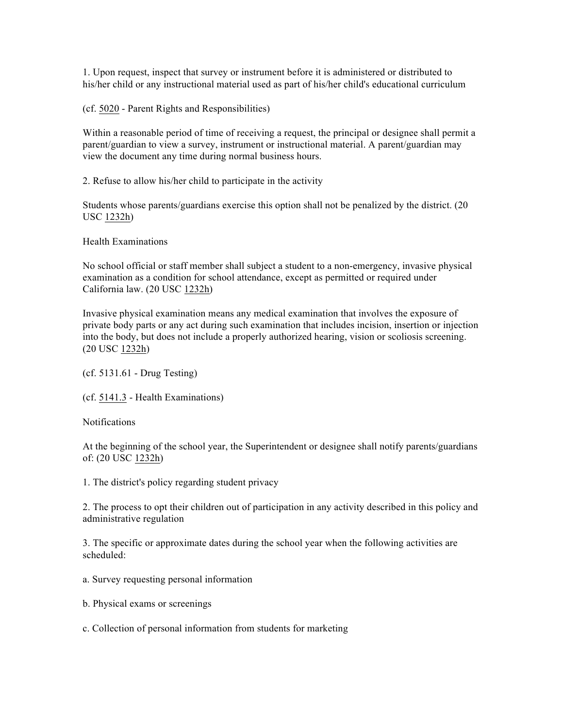1. Upon request, inspect that survey or instrument before it is administered or distributed to his/her child or any instructional material used as part of his/her child's educational curriculum

(cf. 5020 - Parent Rights and Responsibilities)

Within a reasonable period of time of receiving a request, the principal or designee shall permit a parent/guardian to view a survey, instrument or instructional material. A parent/guardian may view the document any time during normal business hours.

2. Refuse to allow his/her child to participate in the activity

Students whose parents/guardians exercise this option shall not be penalized by the district. (20 USC 1232h)

## Health Examinations

No school official or staff member shall subject a student to a non-emergency, invasive physical examination as a condition for school attendance, except as permitted or required under California law. (20 USC 1232h)

Invasive physical examination means any medical examination that involves the exposure of private body parts or any act during such examination that includes incision, insertion or injection into the body, but does not include a properly authorized hearing, vision or scoliosis screening. (20 USC 1232h)

(cf. 5131.61 - Drug Testing)

(cf. 5141.3 - Health Examinations)

## Notifications

At the beginning of the school year, the Superintendent or designee shall notify parents/guardians of: (20 USC 1232h)

1. The district's policy regarding student privacy

2. The process to opt their children out of participation in any activity described in this policy and administrative regulation

3. The specific or approximate dates during the school year when the following activities are scheduled:

a. Survey requesting personal information

b. Physical exams or screenings

c. Collection of personal information from students for marketing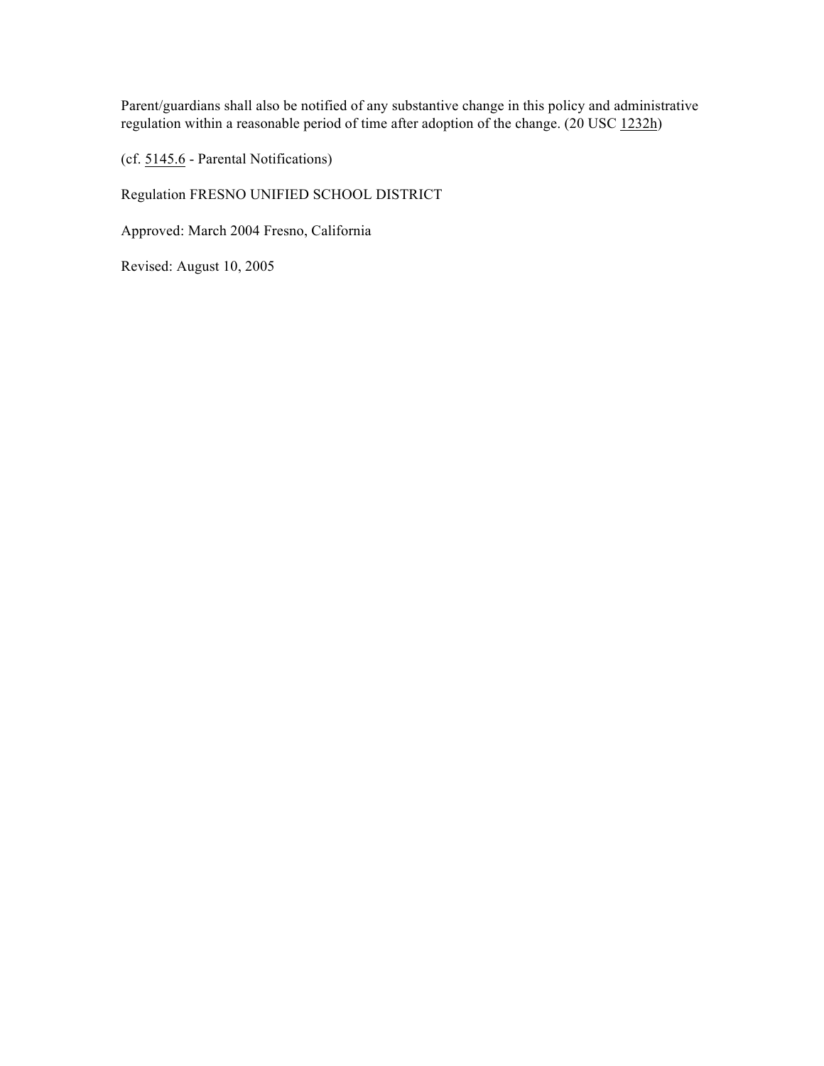Parent/guardians shall also be notified of any substantive change in this policy and administrative regulation within a reasonable period of time after adoption of the change. (20 USC 1232h)

(cf. 5145.6 - Parental Notifications)

Regulation FRESNO UNIFIED SCHOOL DISTRICT

Approved: March 2004 Fresno, California

Revised: August 10, 2005